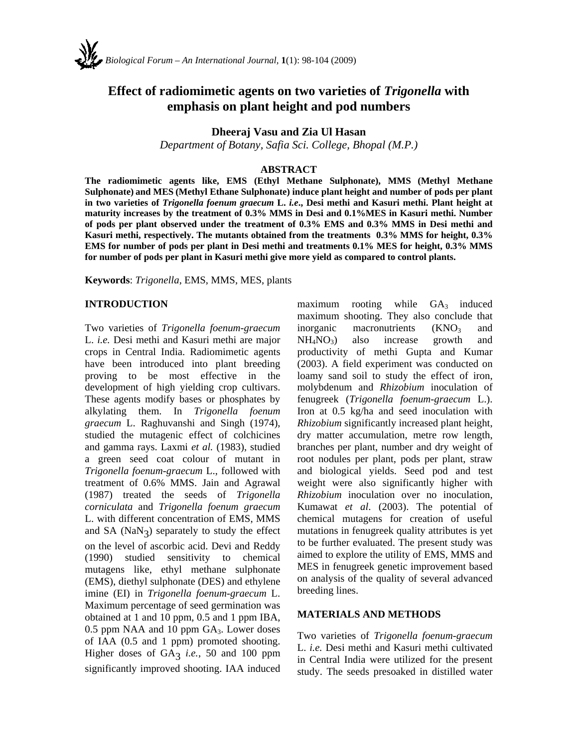# Effect of radiomimetic agents on two varieties of *Trigonella* with emphasis on plant height and pod numbers

**Dheeraj Vasu and Zia Ul Hasan**

*Department of Botany, Safia Sci. College, Bhopal (M.P.)*

## ABSTRACT

**The radiomimetic agents like, EMS (Ethyl Methane Sulphonate), MMS (Methyl Methane Sulphonate) and MES (Methyl Ethane Sulphonate) induce plant height and number of pods per plant in two varieties of *Trigonella foenum graecum* L. *i.e*., Desi methi and Kasuri methi. Plant height at maturity increases by the treatment of 0.3% MMS in Desi and 0.1%MES in Kasuri methi. Number of pods per plant observed under the treatment of 0.3% EMS and 0.3% MMS in Desi methi and Kasuri methi, respectively. The mutants obtained from the treatments 0.3% MMS for height, 0.3% EMS for number of pods per plant in Desi methi and treatments 0.1% MES for height, 0.3% MMS for number of pods per plant in Kasuri methi give more yield as compared to control plants.**

**Keywords**: *Trigonella*, EMS, MMS, MES, plants

## INTRODUCTION

Two varieties of *Trigonella foenum-graecum* L. *i.e.* Desi methi and Kasuri methi are major crops in Central India. Radiomimetic agents have been introduced into plant breeding proving to be most effective in the development of high yielding crop cultivars. These agents modify bases or phosphates by alkylating them. In *Trigonella foenum graecum* L. Raghuvanshi and Singh (1974), studied the mutagenic effect of colchicines and gamma rays. Laxmi *et al.* (1983), studied a green seed coat colour of mutant in *Trigonella foenum-graecum* L., followed with treatment of 0.6% MMS. Jain and Agrawal (1987) treated the seeds of *Trigonella corniculata* and *Trigonella foenum graecum* L. with different concentration of EMS, MMS and SA ($NaN_3$) separately to study the effect on the level of ascorbic acid. Devi and Reddy (1990) studied sensitivity to chemical mutagens like, ethyl methane sulphonate (EMS), diethyl sulphonate (DES) and ethylene imine (EI) in *Trigonella foenum-graecum* L. Maximum percentage of seed germination was obtained at 1 and 10 ppm, 0.5 and 1 ppm IBA, 0.5 ppm NAA and 10 ppm $GA_3$. Lower doses of IAA (0.5 and 1 ppm) promoted shooting. Higher doses of $GA_3$ *i.e.*, 50 and 100 ppm significantly improved shooting. IAA induced maximum rooting while $GA_3$ induced maximum shooting. They also conclude that inorganic macronutrients ($KNO_3$ and $NH_4NO_3$) also increase growth and productivity of methi Gupta and Kumar (2003). A field experiment was conducted on loamy sand soil to study the effect of iron, molybdenum and *Rhizobium* inoculation of fenugreek (*Trigonella foenum-graecum* L.). Iron at 0.5 kg/ha and seed inoculation with *Rhizobium* significantly increased plant height, dry matter accumulation, metre row length, branches per plant, number and dry weight of root nodules per plant, pods per plant, straw and biological yields. Seed pod and test weight were also significantly higher with *Rhizobium* inoculation over no inoculation, Kumawat *et al*. (2003). The potential of chemical mutagens for creation of useful mutations in fenugreek quality attributes is yet to be further evaluated. The present study was aimed to explore the utility of EMS, MMS and MES in fenugreek genetic improvement based on analysis of the quality of several advanced breeding lines.

## MATERIALS AND METHODS

Two varieties of *Trigonella foenum-graecum* L. *i.e.* Desi methi and Kasuri methi cultivated in Central India were utilized for the present study. The seeds presoaked in distilled water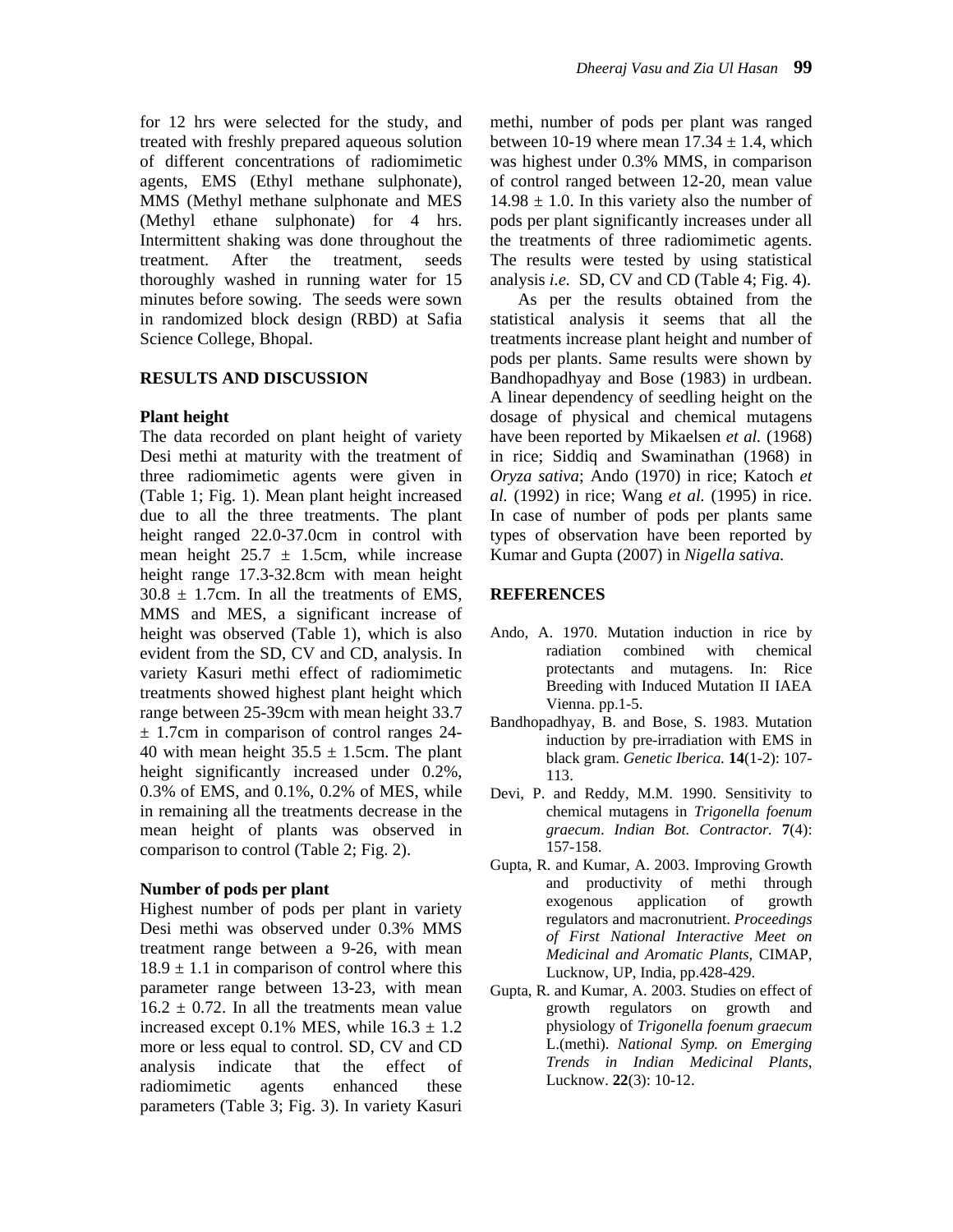for 12 hrs were selected for the study, and treated with freshly prepared aqueous solution of different concentrations of radiomimetic agents, EMS (Ethyl methane sulphonate), MMS (Methyl methane sulphonate and MES (Methyl ethane sulphonate) for 4 hrs. Intermittent shaking was done throughout the treatment. After the treatment, seeds thoroughly washed in running water for 15 minutes before sowing. The seeds were sown in randomized block design (RBD) at Safia Science College, Bhopal.

## RESULTS AND DISCUSSION

### Plant height

The data recorded on plant height of variety Desi methi at maturity with the treatment of three radiomimetic agents were given in (Table 1; Fig. 1). Mean plant height increased due to all the three treatments. The plant height ranged 22.0-37.0cm in control with mean height 25.7 ± 1.5cm, while increase height range 17.3-32.8cm with mean height 30.8 ± 1.7cm. In all the treatments of EMS, MMS and MES, a significant increase of height was observed (Table 1), which is also evident from the SD, CV and CD, analysis. In variety Kasuri methi effect of radiomimetic treatments showed highest plant height which range between 25-39cm with mean height 33.7 ± 1.7cm in comparison of control ranges 24-40 with mean height 35.5 ± 1.5cm. The plant height significantly increased under 0.2%, 0.3% of EMS, and 0.1%, 0.2% of MES, while in remaining all the treatments decrease in the mean height of plants was observed in comparison to control (Table 2; Fig. 2).

### Number of pods per plant

Highest number of pods per plant in variety Desi methi was observed under 0.3% MMS treatment range between a 9-26, with mean 18.9 ± 1.1 in comparison of control where this parameter range between 13-23, with mean 16.2 ± 0.72. In all the treatments mean value increased except 0.1% MES, while 16.3 ± 1.2 more or less equal to control. SD, CV and CD analysis indicate that the effect of radiomimetic agents enhanced these parameters (Table 3; Fig. 3). In variety Kasuri methi, number of pods per plant was ranged between 10-19 where mean 17.34 ± 1.4, which was highest under 0.3% MMS, in comparison of control ranged between 12-20, mean value 14.98 ± 1.0. In this variety also the number of pods per plant significantly increases under all the treatments of three radiomimetic agents. The results were tested by using statistical analysis *i.e.* SD, CV and CD (Table 4; Fig. 4).

As per the results obtained from the statistical analysis it seems that all the treatments increase plant height and number of pods per plants. Same results were shown by Bandhopadhyay and Bose (1983) in urdbean. A linear dependency of seedling height on the dosage of physical and chemical mutagens have been reported by Mikaelsen *et al.* (1968) in rice; Siddiq and Swaminathan (1968) in *Oryza sativa*; Ando (1970) in rice; Katoch *et al.* (1992) in rice; Wang *et al.* (1995) in rice. In case of number of pods per plants same types of observation have been reported by Kumar and Gupta (2007) in *Nigella sativa.*

## REFERENCES

Ando, A. 1970. Mutation induction in rice by radiation combined with chemical protectants and mutagens. In: Rice Breeding with Induced Mutation II IAEA Vienna. pp.1-5.

Bandhopadhyay, B. and Bose, S. 1983. Mutation induction by pre-irradiation with EMS in black gram. *Genetic Iberica.* **14**(1-2): 107-113.

Devi, P. and Reddy, M.M. 1990. Sensitivity to chemical mutagens in *Trigonella foenum graecum*. *Indian Bot. Contractor.* **7**(4): 157-158.

Gupta, R. and Kumar, A. 2003. Improving Growth and productivity of methi through exogenous application of growth regulators and macronutrient. *Proceedings of First National Interactive Meet on Medicinal and Aromatic Plants,* CIMAP, Lucknow, UP, India, pp.428-429.

Gupta, R. and Kumar, A. 2003. Studies on effect of growth regulators on growth and physiology of *Trigonella foenum graecum* L.(methi). *National Symp. on Emerging Trends in Indian Medicinal Plants,* Lucknow. **22**(3): 10-12.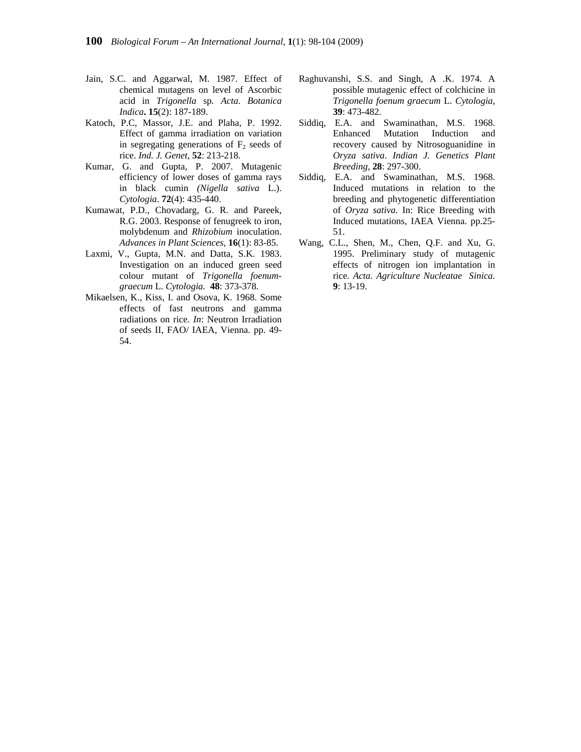Jain, S.C. and Aggarwal, M. 1987. Effect of chemical mutagens on level of Ascorbic acid in *Trigonella* sp*. Acta. Botanica Indica***. 15**(2): 187-189.

Katoch, P.C, Massor, J.E. and Plaha, P. 1992. Effect of gamma irradiation on variation in segregating generations of $F_2$ seeds of rice. *Ind. J. Genet,* **52**: 213-218.

Kumar, G. and Gupta, P. 2007. Mutagenic efficiency of lower doses of gamma rays in black cumin *(Nigella sativa* L.). *Cytologia*. **72**(4): 435-440.

Kumawat, P.D., Chovadarg, G. R. and Pareek, R.G. 2003. Response of fenugreek to iron, molybdenum and *Rhizobium* inoculation. *Advances in Plant Sciences,* **16**(1): 83-85.

Laxmi, V., Gupta, M.N. and Datta, S.K. 1983. Investigation on an induced green seed colour mutant of *Trigonella foenum-graecum* L. *Cytologia.* **48**: 373-378.

Mikaelsen, K., Kiss, I. and Osova, K. 1968. Some effects of fast neutrons and gamma radiations on rice. *In*: Neutron Irradiation of seeds II, FAO/ IAEA, Vienna. pp. 49-54.

Raghuvanshi, S.S. and Singh, A .K. 1974. A possible mutagenic effect of colchicine in *Trigonella foenum graecum* L. *Cytologia,* **39**: 473-482.

Siddiq, E.A. and Swaminathan, M.S. 1968. Enhanced Mutation Induction and recovery caused by Nitrosoguanidine in *Oryza sativa*. *Indian J. Genetics Plant Breeding,* **28**: 297-300.

Siddiq, E.A. and Swaminathan, M.S. 1968. Induced mutations in relation to the breeding and phytogenetic differentiation of *Oryza sativa.* In: Rice Breeding with Induced mutations, IAEA Vienna. pp.25-51.

Wang, C.L., Shen, M., Chen, Q.F. and Xu, G. 1995. Preliminary study of mutagenic effects of nitrogen ion implantation in rice. *Acta. Agriculture Nucleatae Sinica.* **9**: 13-19.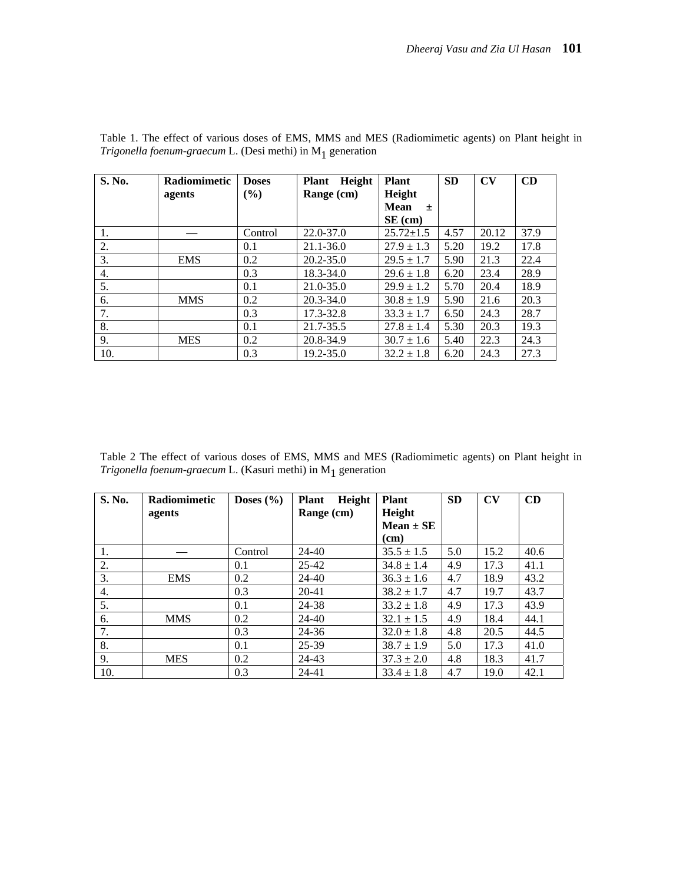Table 1. The effect of various doses of EMS, MMS and MES (Radiomimetic agents) on Plant height in *Trigonella foenum-graecum* L. (Desi methi) in $M_1$ generation

| S. No. | Radiomimetic agents | Doses (%) | Plant Height Range (cm) | Plant Height Mean ± SE (cm) | SD | CV | CD |
|---|---|---|---|---|---|---|---|
| 1. | — | Control | 22.0-37.0 | 25.72±1.5 | 4.57 | 20.12 | 37.9 |
| 2. | | 0.1 | 21.1-36.0 | 27.9 ± 1.3 | 5.20 | 19.2 | 17.8 |
| 3. | EMS | 0.2 | 20.2-35.0 | 29.5 ± 1.7 | 5.90 | 21.3 | 22.4 |
| 4. | | 0.3 | 18.3-34.0 | 29.6 ± 1.8 | 6.20 | 23.4 | 28.9 |
| 5. | | 0.1 | 21.0-35.0 | 29.9 ± 1.2 | 5.70 | 20.4 | 18.9 |
| 6. | MMS | 0.2 | 20.3-34.0 | 30.8 ± 1.9 | 5.90 | 21.6 | 20.3 |
| 7. | | 0.3 | 17.3-32.8 | 33.3 ± 1.7 | 6.50 | 24.3 | 28.7 |
| 8. | | 0.1 | 21.7-35.5 | 27.8 ± 1.4 | 5.30 | 20.3 | 19.3 |
| 9. | MES | 0.2 | 20.8-34.9 | 30.7 ± 1.6 | 5.40 | 22.3 | 24.3 |
| 10. | | 0.3 | 19.2-35.0 | 32.2 ± 1.8 | 6.20 | 24.3 | 27.3 |

Table 2 The effect of various doses of EMS, MMS and MES (Radiomimetic agents) on Plant height in *Trigonella foenum-graecum* L. (Kasuri methi) in $M_1$ generation

| S. No. | Radiomimetic agents | Doses (%) | Plant Height Range (cm) | Plant Height Mean ± SE (cm) | SD | CV | CD |
|---|---|---|---|---|---|---|---|
| 1. | — | Control | 24-40 | 35.5 ± 1.5 | 5.0 | 15.2 | 40.6 |
| 2. | | 0.1 | 25-42 | 34.8 ± 1.4 | 4.9 | 17.3 | 41.1 |
| 3. | EMS | 0.2 | 24-40 | 36.3 ± 1.6 | 4.7 | 18.9 | 43.2 |
| 4. | | 0.3 | 20-41 | 38.2 ± 1.7 | 4.7 | 19.7 | 43.7 |
| 5. | | 0.1 | 24-38 | 33.2 ± 1.8 | 4.9 | 17.3 | 43.9 |
| 6. | MMS | 0.2 | 24-40 | 32.1 ± 1.5 | 4.9 | 18.4 | 44.1 |
| 7. | | 0.3 | 24-36 | 32.0 ± 1.8 | 4.8 | 20.5 | 44.5 |
| 8. | | 0.1 | 25-39 | 38.7 ± 1.9 | 5.0 | 17.3 | 41.0 |
| 9. | MES | 0.2 | 24-43 | 37.3 ± 2.0 | 4.8 | 18.3 | 41.7 |
| 10. | | 0.3 | 24-41 | 33.4 ± 1.8 | 4.7 | 19.0 | 42.1 |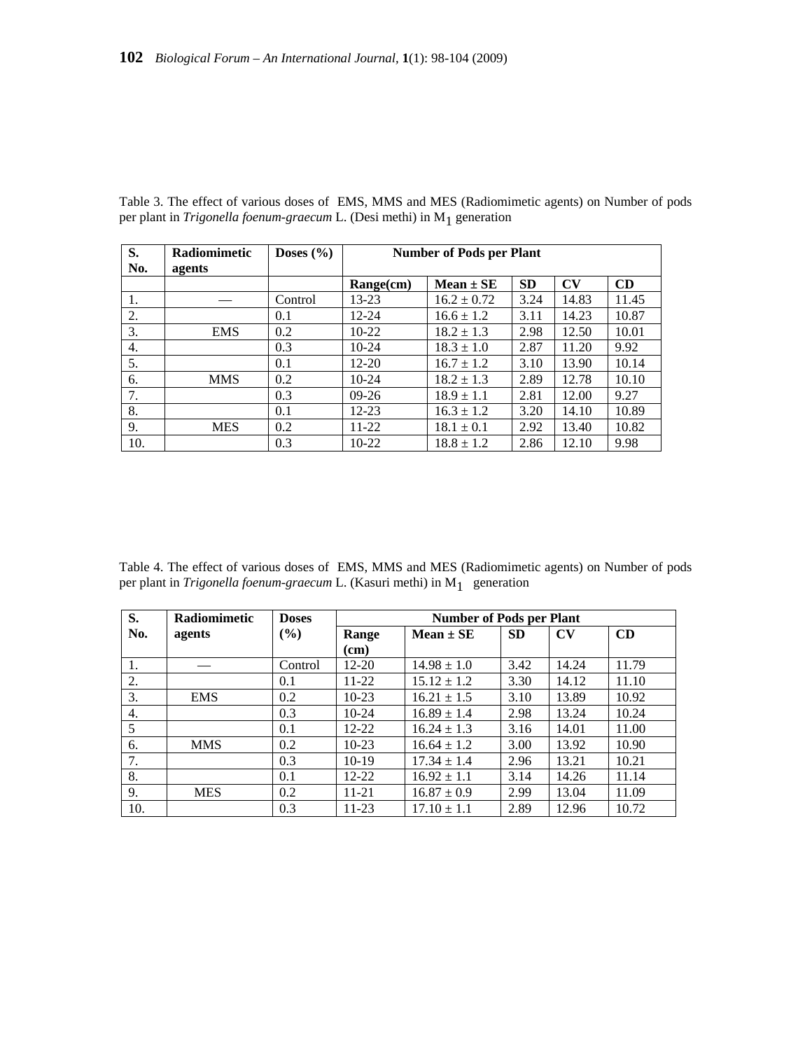Table 3. The effect of various doses of EMS, MMS and MES (Radiomimetic agents) on Number of pods per plant in *Trigonella foenum-graecum* L. (Desi methi) in $M_1$ generation

| S. No. | Radiomimetic agents | Doses (%) | Number of Pods per Plant | | | | |
|---|---|---|---|---|---|---|---|
| | | | **Range(cm)** | **Mean ± SE** | **SD** | **CV** | **CD** |
| 1. | — | Control | 13-23 | 16.2 ± 0.72 | 3.24 | 14.83 | 11.45 |
| 2. | | 0.1 | 12-24 | 16.6 ± 1.2 | 3.11 | 14.23 | 10.87 |
| 3. | EMS | 0.2 | 10-22 | 18.2 ± 1.3 | 2.98 | 12.50 | 10.01 |
| 4. | | 0.3 | 10-24 | 18.3 ± 1.0 | 2.87 | 11.20 | 9.92 |
| 5. | | 0.1 | 12-20 | 16.7 ± 1.2 | 3.10 | 13.90 | 10.14 |
| 6. | MMS | 0.2 | 10-24 | 18.2 ± 1.3 | 2.89 | 12.78 | 10.10 |
| 7. | | 0.3 | 09-26 | 18.9 ± 1.1 | 2.81 | 12.00 | 9.27 |
| 8. | | 0.1 | 12-23 | 16.3 ± 1.2 | 3.20 | 14.10 | 10.89 |
| 9. | MES | 0.2 | 11-22 | 18.1 ± 0.1 | 2.92 | 13.40 | 10.82 |
| 10. | | 0.3 | 10-22 | 18.8 ± 1.2 | 2.86 | 12.10 | 9.98 |

Table 4. The effect of various doses of EMS, MMS and MES (Radiomimetic agents) on Number of pods per plant in *Trigonella foenum-graecum* L. (Kasuri methi) in $M_1$ generation

| S. No. | Radiomimetic agents | Doses (%) | Number of Pods per Plant | | | | |
|---|---|---|---|---|---|---|---|
| | | | **Range (cm)** | **Mean ± SE** | **SD** | **CV** | **CD** |
| 1. | — | Control | 12-20 | 14.98 ± 1.0 | 3.42 | 14.24 | 11.79 |
| 2. | | 0.1 | 11-22 | 15.12 ± 1.2 | 3.30 | 14.12 | 11.10 |
| 3. | EMS | 0.2 | 10-23 | 16.21 ± 1.5 | 3.10 | 13.89 | 10.92 |
| 4. | | 0.3 | 10-24 | 16.89 ± 1.4 | 2.98 | 13.24 | 10.24 |
| 5 | | 0.1 | 12-22 | 16.24 ± 1.3 | 3.16 | 14.01 | 11.00 |
| 6. | MMS | 0.2 | 10-23 | 16.64 ± 1.2 | 3.00 | 13.92 | 10.90 |
| 7. | | 0.3 | 10-19 | 17.34 ± 1.4 | 2.96 | 13.21 | 10.21 |
| 8. | | 0.1 | 12-22 | 16.92 ± 1.1 | 3.14 | 14.26 | 11.14 |
| 9. | MES | 0.2 | 11-21 | 16.87 ± 0.9 | 2.99 | 13.04 | 11.09 |
| 10. | | 0.3 | 11-23 | 17.10 ± 1.1 | 2.89 | 12.96 | 10.72 |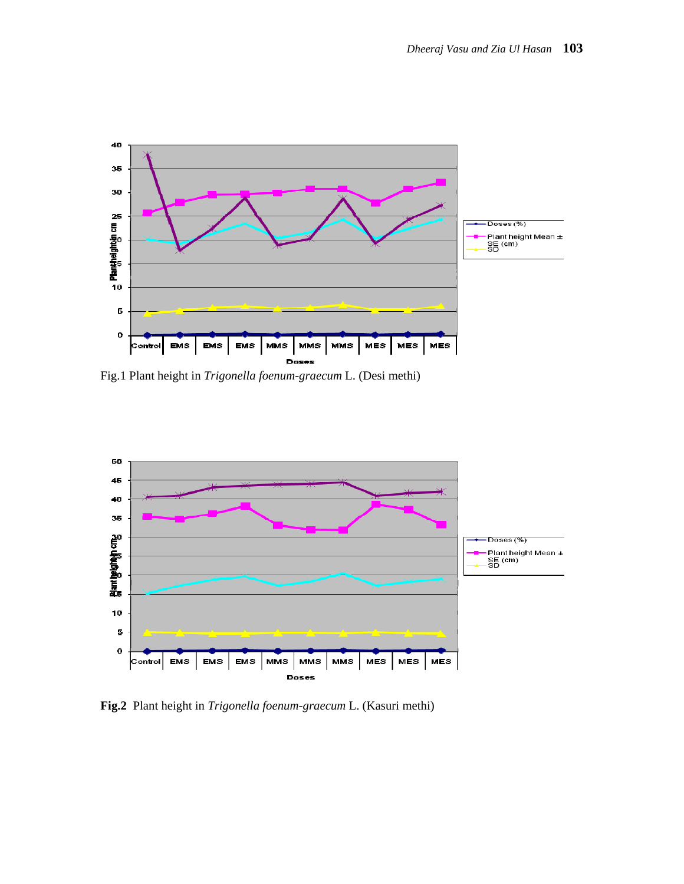Fig.1 Plant height in *Trigonella foenum-graecum* L. (Desi methi)

**Fig.2** Plant height in *Trigonella foenum-graecum* L. (Kasuri methi)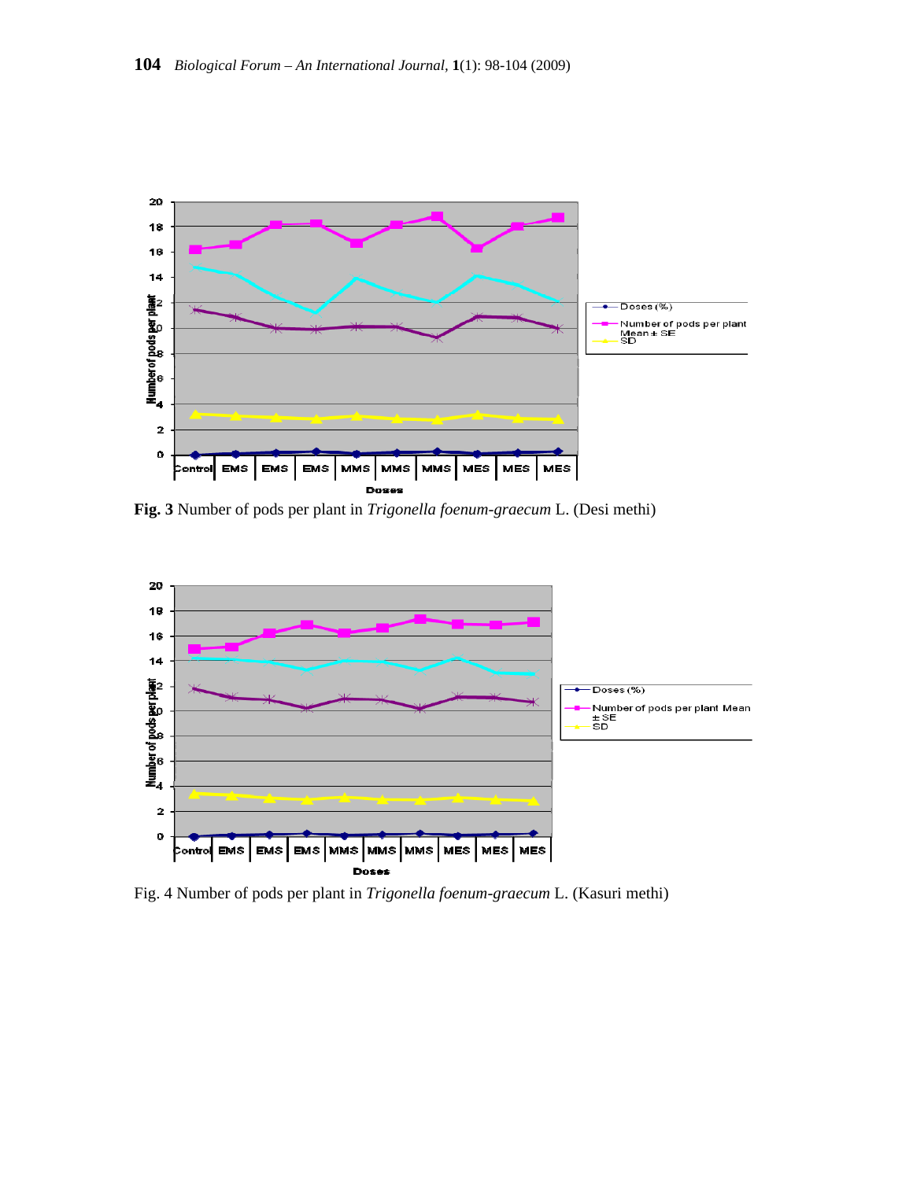20
18
16
14
12
10
8
6
4
2
0

Number of pods per plant

Control EMS EMS EMS MMS MMS MMS MES MES MES

Doses

Doses (%)
Number of pods per plant Mean ± SE
SD

**Fig. 3** Number of pods per plant in *Trigonella foenum-graecum* L. (Desi methi)

20
18
16
14
12
10
8
6
4
2
0

Number of pods per plant

Control EMS EMS EMS MMS MMS MMS MES MES MES

Doses

Doses (%)
Number of pods per plant Mean ± SE
SD

Fig. 4 Number of pods per plant in *Trigonella foenum-graecum* L. (Kasuri methi)